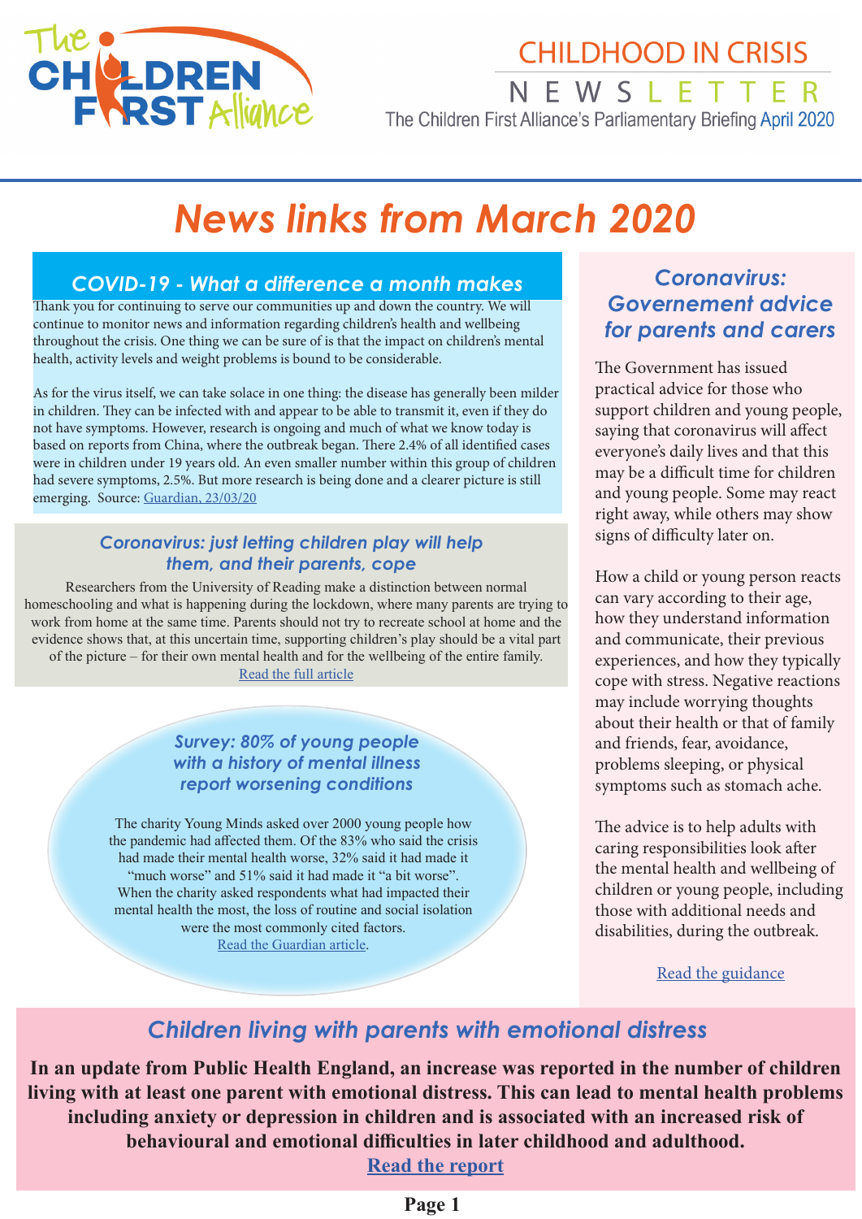# CHILDHOOD IN CRISIS

## NEWSLETTER

The Children First Alliance's Parliamentary Briefing April 2020

# *News links from March 2020*

## *COVID-19 - What a difference a month makes*

Thank you for continuing to serve our communities up and down the country. We will continue to monitor news and information regarding children's health and wellbeing throughout the crisis. One thing we can be sure of is that the impact on children's mental health, activity levels and weight problems is bound to be considerable.

As for the virus itself, we can take solace in one thing: the disease has generally been milder in children. They can be infected with and appear to be able to transmit it, even if they do not have symptoms. However, research is ongoing and much of what we know today is based on reports from China, where the outbreak began. There 2.4% of all identified cases were in children under 19 years old. An even smaller number within this group of children had severe symptoms, 2.5%. But more research is being done and a clearer picture is still emerging. Source: Guardian, 23/03/20

### *Coronavirus: just letting children play will help them, and their parents, cope*

Researchers from the University of Reading make a distinction between normal homeschooling and what is happening during the lockdown, where many parents are trying to work from home at the same time. Parents should not try to recreate school at home and the evidence shows that, at this uncertain time, supporting children's play should be a vital part of the picture – for their own mental health and for the wellbeing of the entire family.

Read the full article

### *Survey: 80% of young people with a history of mental illness report worsening conditions*

The charity Young Minds asked over 2000 young people how the pandemic had affected them. Of the 83% who said the crisis had made their mental health worse, 32% said it had made it "much worse" and 51% said it had made it "a bit worse". When the charity asked respondents what had impacted their mental health the most, the loss of routine and social isolation were the most commonly cited factors.

Read the Guardian article.

## *Coronavirus: Governement advice for parents and carers*

The Government has issued practical advice for those who support children and young people, saying that coronavirus will affect everyone's daily lives and that this may be a difficult time for children and young people. Some may react right away, while others may show signs of difficulty later on.

How a child or young person reacts can vary according to their age, how they understand information and communicate, their previous experiences, and how they typically cope with stress. Negative reactions may include worrying thoughts about their health or that of family and friends, fear, avoidance, problems sleeping, or physical symptoms such as stomach ache.

The advice is to help adults with caring responsibilities look after the mental health and wellbeing of children or young people, including those with additional needs and disabilities, during the outbreak.

Read the guidance

## *Children living with parents with emotional distress*

**In an update from Public Health England, an increase was reported in the number of children living with at least one parent with emotional distress. This can lead to mental health problems including anxiety or depression in children and is associated with an increased risk of behavioural and emotional difficulties in later childhood and adulthood.**

**Read the report**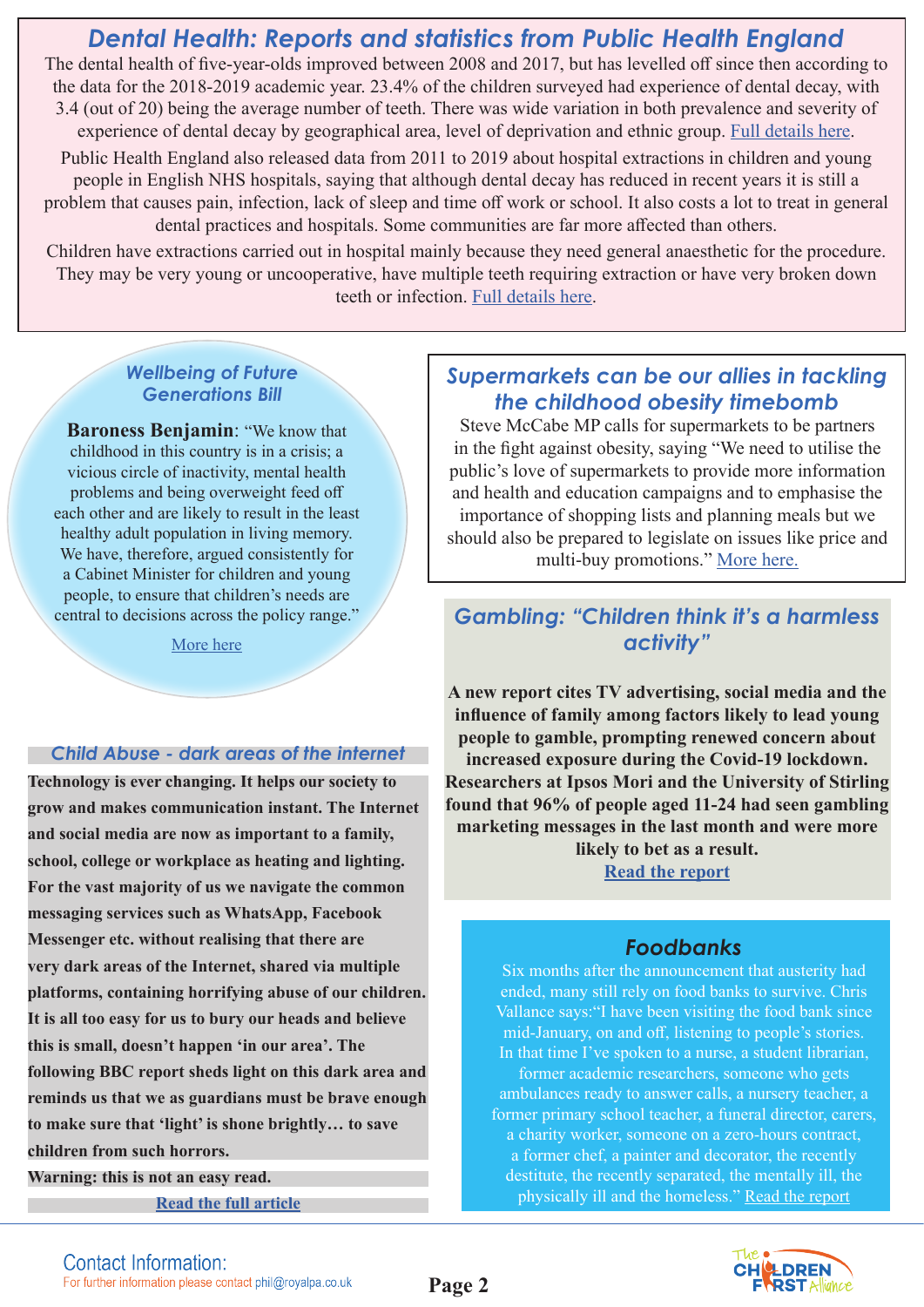## Dental Health: Reports and statistics from Public Health England

The dental health of five-year-olds improved between 2008 and 2017, but has levelled off since then according to the data for the 2018-2019 academic year. 23.4% of the children surveyed had experience of dental decay, with 3.4 (out of 20) being the average number of teeth. There was wide variation in both prevalence and severity of experience of dental decay by geographical area, level of deprivation and ethnic group. Full details here.

Public Health England also released data from 2011 to 2019 about hospital extractions in children and young people in English NHS hospitals, saying that although dental decay has reduced in recent years it is still a problem that causes pain, infection, lack of sleep and time off work or school. It also costs a lot to treat in general dental practices and hospitals. Some communities are far more affected than others.

Children have extractions carried out in hospital mainly because they need general anaesthetic for the procedure. They may be very young or uncooperative, have multiple teeth requiring extraction or have very broken down teeth or infection. Full details here.

## Wellbeing of Future Generations Bill

**Baroness Benjamin**: "We know that childhood in this country is in a crisis; a vicious circle of inactivity, mental health problems and being overweight feed off each other and are likely to result in the least healthy adult population in living memory. We have, therefore, argued consistently for a Cabinet Minister for children and young people, to ensure that children's needs are central to decisions across the policy range."

More here

## Supermarkets can be our allies in tackling the childhood obesity timebomb

Steve McCabe MP calls for supermarkets to be partners in the fight against obesity, saying "We need to utilise the public's love of supermarkets to provide more information and health and education campaigns and to emphasise the importance of shopping lists and planning meals but we should also be prepared to legislate on issues like price and multi-buy promotions." More here.

## Gambling: "Children think it's a harmless activity"

**A new report cites TV advertising, social media and the influence of family among factors likely to lead young people to gamble, prompting renewed concern about increased exposure during the Covid-19 lockdown. Researchers at Ipsos Mori and the University of Stirling found that 96% of people aged 11-24 had seen gambling marketing messages in the last month and were more likely to bet as a result.**

**Read the report**

## Child Abuse - dark areas of the internet

**Technology is ever changing. It helps our society to grow and makes communication instant. The Internet and social media are now as important to a family, school, college or workplace as heating and lighting. For the vast majority of us we navigate the common messaging services such as WhatsApp, Facebook Messenger etc. without realising that there are very dark areas of the Internet, shared via multiple platforms, containing horrifying abuse of our children. It is all too easy for us to bury our heads and believe this is small, doesn't happen 'in our area'. The following BBC report sheds light on this dark area and reminds us that we as guardians must be brave enough to make sure that 'light' is shone brightly… to save children from such horrors.**

**Warning: this is not an easy read.**

**Read the full article**

## Foodbanks

Six months after the announcement that austerity had ended, many still rely on food banks to survive. Chris Vallance says:"I have been visiting the food bank since mid-January, on and off, listening to people's stories. In that time I've spoken to a nurse, a student librarian, former academic researchers, someone who gets ambulances ready to answer calls, a nursery teacher, a former primary school teacher, a funeral director, carers, a charity worker, someone on a zero-hours contract, a former chef, a painter and decorator, the recently destitute, the recently separated, the mentally ill, the physically ill and the homeless." Read the report

Contact Information:
For further information please contact phil@royalpa.co.uk